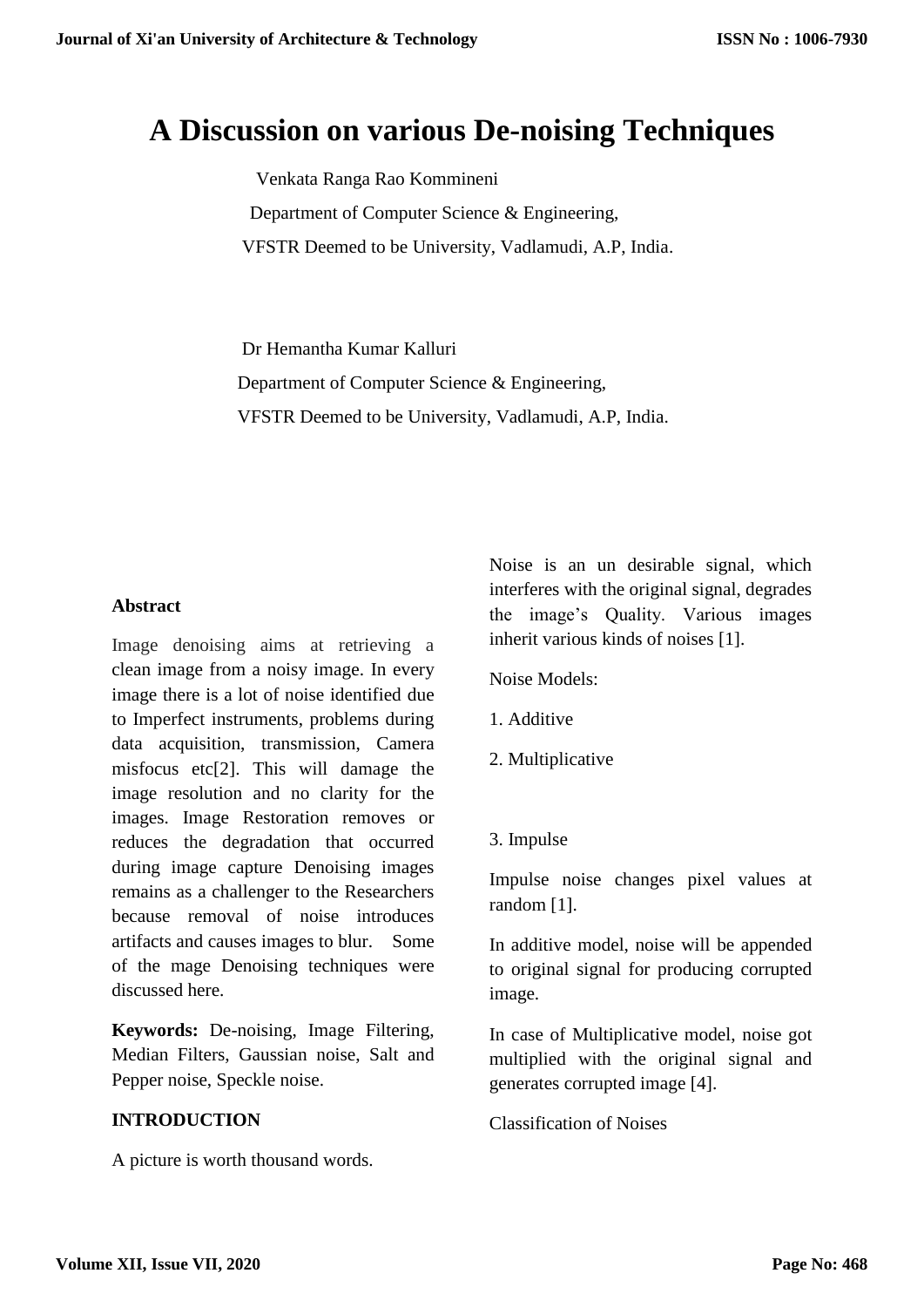# A Discussion on various De-noising Techniques

Venkata Ranga Rao Kommineni

Department of Computer Science & Engineering,

VFSTR Deemed to be University, Vadlamudi, A.P, India.

Dr Hemantha Kumar Kalluri

Department of Computer Science & Engineering,

VFSTR Deemed to be University, Vadlamudi, A.P, India.

## Abstract

Image denoising aims at retrieving a clean image from a noisy image. In every image there is a lot of noise identified due to Imperfect instruments, problems during data acquisition, transmission, Camera misfocus etc[2]. This will damage the image resolution and no clarity for the images. Image Restoration removes or reduces the degradation that occurred during image capture Denoising images remains as a challenger to the Researchers because removal of noise introduces artifacts and causes images to blur. Some of the mage Denoising techniques were discussed here.

**Keywords:** De-noising, Image Filtering, Median Filters, Gaussian noise, Salt and Pepper noise, Speckle noise.

## INTRODUCTION

A picture is worth thousand words.

Noise is an un desirable signal, which interferes with the original signal, degrades the image's Quality. Various images inherit various kinds of noises [1].

Noise Models:

1. Additive

2. Multiplicative

3. Impulse

Impulse noise changes pixel values at random [1].

In additive model, noise will be appended to original signal for producing corrupted image.

In case of Multiplicative model, noise got multiplied with the original signal and generates corrupted image [4].

Classification of Noises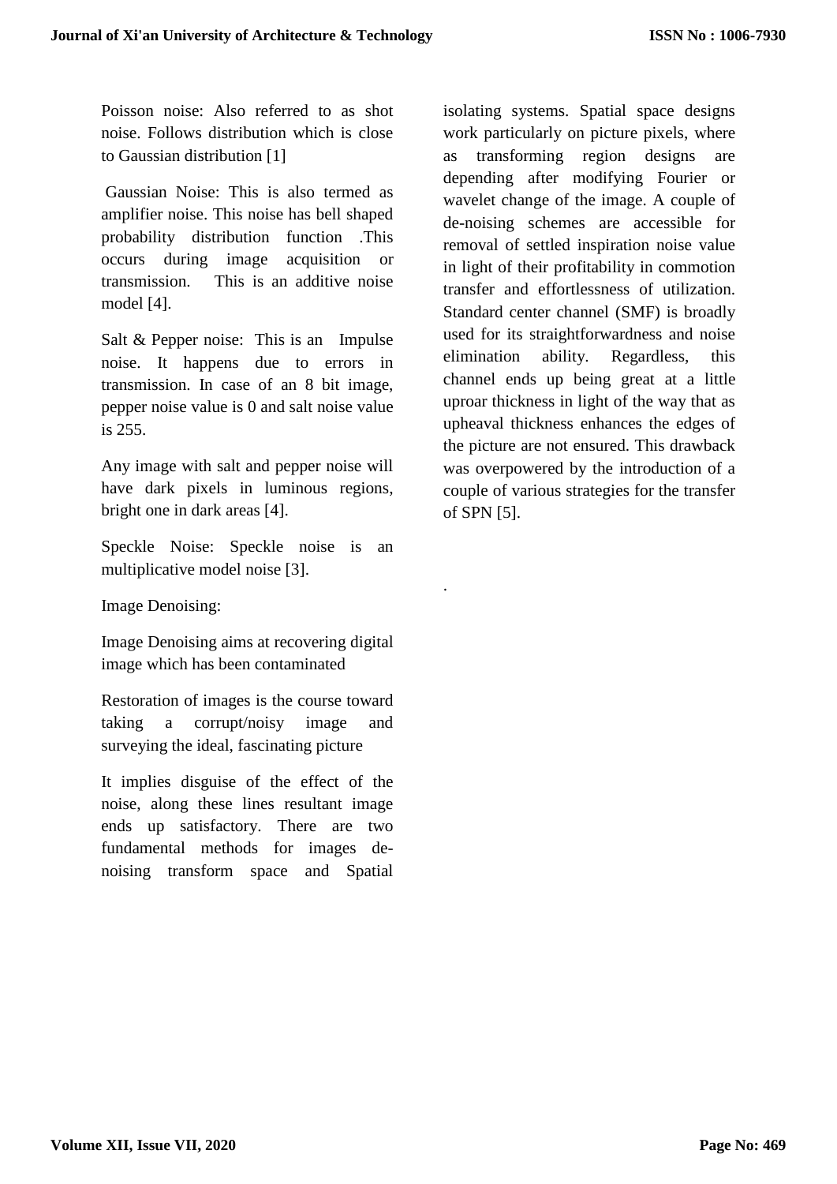Poisson noise: Also referred to as shot noise. Follows distribution which is close to Gaussian distribution [1]

Gaussian Noise: This is also termed as amplifier noise. This noise has bell shaped probability distribution function .This occurs during image acquisition or transmission. This is an additive noise model [4].

Salt & Pepper noise: This is an Impulse noise. It happens due to errors in transmission. In case of an 8 bit image, pepper noise value is 0 and salt noise value is 255.

Any image with salt and pepper noise will have dark pixels in luminous regions, bright one in dark areas [4].

Speckle Noise: Speckle noise is an multiplicative model noise [3].

Image Denoising:

Image Denoising aims at recovering digital image which has been contaminated

Restoration of images is the course toward taking a corrupt/noisy image and surveying the ideal, fascinating picture

It implies disguise of the effect of the noise, along these lines resultant image ends up satisfactory. There are two fundamental methods for images de-noising transform space and Spatial isolating systems. Spatial space designs work particularly on picture pixels, where as transforming region designs are depending after modifying Fourier or wavelet change of the image. A couple of de-noising schemes are accessible for removal of settled inspiration noise value in light of their profitability in commotion transfer and effortlessness of utilization. Standard center channel (SMF) is broadly used for its straightforwardness and noise elimination ability. Regardless, this channel ends up being great at a little uproar thickness in light of the way that as upheaval thickness enhances the edges of the picture are not ensured. This drawback was overpowered by the introduction of a couple of various strategies for the transfer of SPN [5].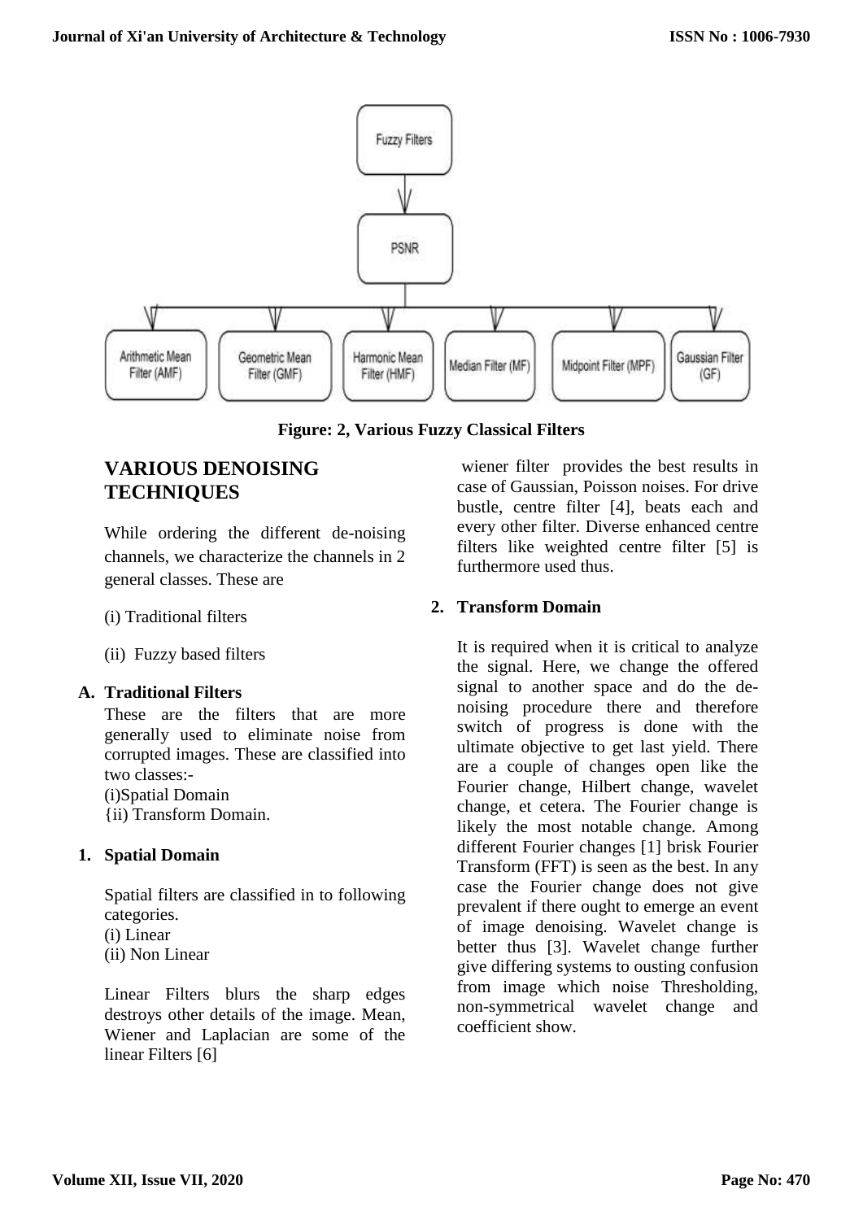Fuzzy Filters

PSNR

Arithmetic Mean Filter (AMF) | Geometric Mean Filter (GMF) | Harmonic Mean Filter (HMF) | Median Filter (MF) | Midpoint Filter (MPF) | Gaussian Filter (GF)

**Figure: 2, Various Fuzzy Classical Filters**

## VARIOUS DENOISING TECHNIQUES

While ordering the different de-noising channels, we characterize the channels in 2 general classes. These are

(i) Traditional filters

(ii) Fuzzy based filters

### A. Traditional Filters

These are the filters that are more generally used to eliminate noise from corrupted images. These are classified into two classes:-
(i)Spatial Domain
{ii) Transform Domain.

#### 1. Spatial Domain

Spatial filters are classified in to following categories.
(i) Linear
(ii) Non Linear

Linear Filters blurs the sharp edges destroys other details of the image. Mean, Wiener and Laplacian are some of the linear Filters [6]

wiener filter provides the best results in case of Gaussian, Poisson noises. For drive bustle, centre filter [4], beats each and every other filter. Diverse enhanced centre filters like weighted centre filter [5] is furthermore used thus.

#### 2. Transform Domain

It is required when it is critical to analyze the signal. Here, we change the offered signal to another space and do the de-noising procedure there and therefore switch of progress is done with the ultimate objective to get last yield. There are a couple of changes open like the Fourier change, Hilbert change, wavelet change, et cetera. The Fourier change is likely the most notable change. Among different Fourier changes [1] brisk Fourier Transform (FFT) is seen as the best. In any case the Fourier change does not give prevalent if there ought to emerge an event of image denoising. Wavelet change is better thus [3]. Wavelet change further give differing systems to ousting confusion from image which noise Thresholding, non-symmetrical wavelet change and coefficient show.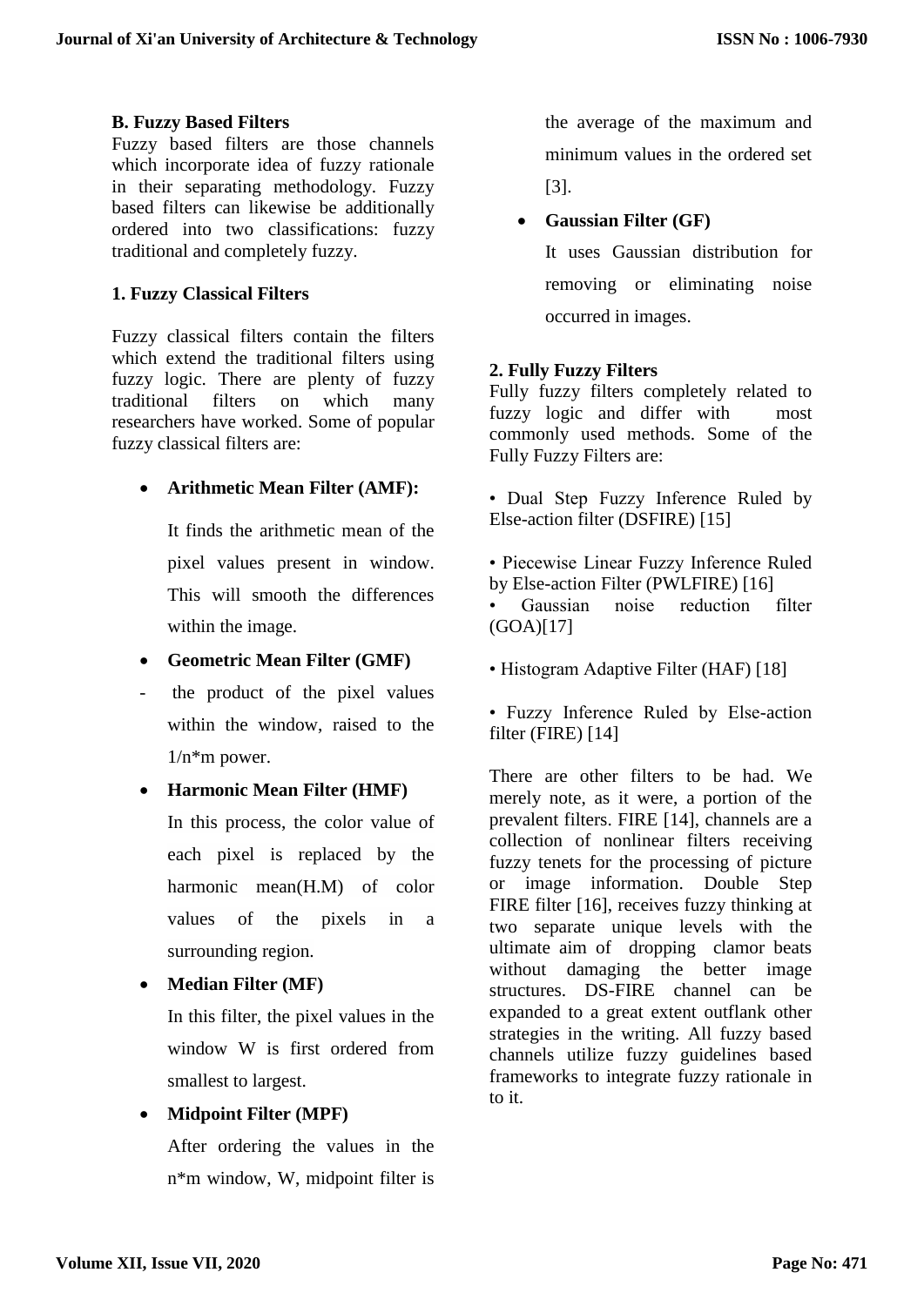### B. Fuzzy Based Filters

Fuzzy based filters are those channels which incorporate idea of fuzzy rationale in their separating methodology. Fuzzy based filters can likewise be additionally ordered into two classifications: fuzzy traditional and completely fuzzy.

#### 1. Fuzzy Classical Filters

Fuzzy classical filters contain the filters which extend the traditional filters using fuzzy logic. There are plenty of fuzzy traditional filters on which many researchers have worked. Some of popular fuzzy classical filters are:

- **Arithmetic Mean Filter (AMF):**

  It finds the arithmetic mean of the pixel values present in window. This will smooth the differences within the image.

- **Geometric Mean Filter (GMF)**

  \- the product of the pixel values within the window, raised to the 1/n*m power.

- **Harmonic Mean Filter (HMF)**

  In this process, the color value of each pixel is replaced by the harmonic mean(H.M) of color values of the pixels in a surrounding region.

- **Median Filter (MF)**

  In this filter, the pixel values in the window W is first ordered from smallest to largest.

- **Midpoint Filter (MPF)**

  After ordering the values in the n*m window, W, midpoint filter is the average of the maximum and minimum values in the ordered set [3].

- **Gaussian Filter (GF)**

  It uses Gaussian distribution for removing or eliminating noise occurred in images.

#### 2. Fully Fuzzy Filters

Fully fuzzy filters completely related to fuzzy logic and differ with most commonly used methods. Some of the Fully Fuzzy Filters are:

- Dual Step Fuzzy Inference Ruled by Else-action filter (DSFIRE) [15]
- Piecewise Linear Fuzzy Inference Ruled by Else-action Filter (PWLFIRE) [16]
- Gaussian noise reduction filter (GOA)[17]
- Histogram Adaptive Filter (HAF) [18]
- Fuzzy Inference Ruled by Else-action filter (FIRE) [14]

There are other filters to be had. We merely note, as it were, a portion of the prevalent filters. FIRE [14], channels are a collection of nonlinear filters receiving fuzzy tenets for the processing of picture or image information. Double Step FIRE filter [16], receives fuzzy thinking at two separate unique levels with the ultimate aim of dropping clamor beats without damaging the better image structures. DS-FIRE channel can be expanded to a great extent outflank other strategies in the writing. All fuzzy based channels utilize fuzzy guidelines based frameworks to integrate fuzzy rationale in to it.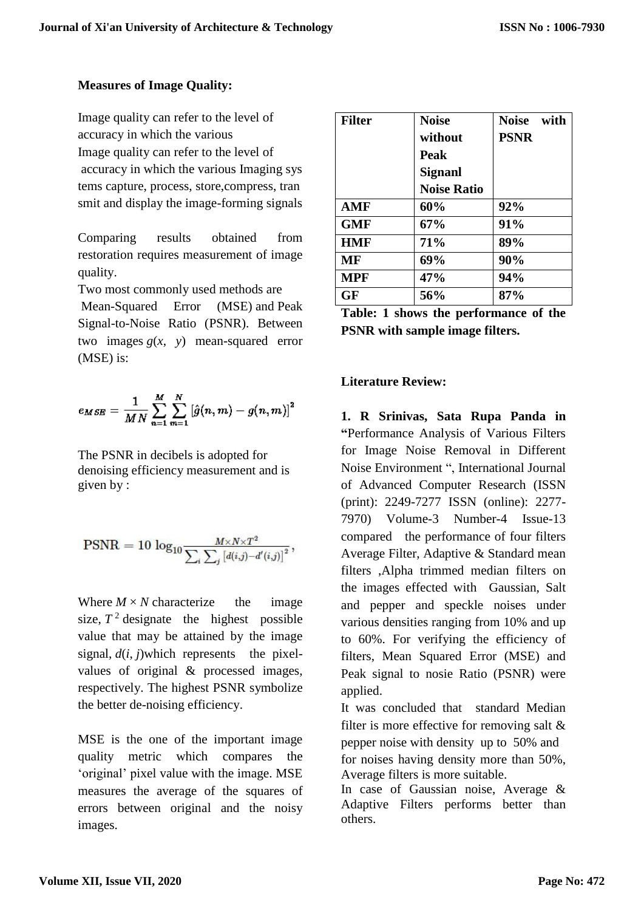### Measures of Image Quality:

Image quality can refer to the level of accuracy in which the various
Image quality can refer to the level of accuracy in which the various Imaging sys tems capture, process, store,compress, tran smit and display the image-forming signals

Comparing results obtained from restoration requires measurement of image quality.
Two most commonly used methods are Mean-Squared Error (MSE) and Peak Signal-to-Noise Ratio (PSNR). Between two images $g(x, y)$ mean-squared error (MSE) is:

$$e_{MSE} = \frac{1}{MN}\sum_{n=1}^{M}\sum_{m=1}^{N}\left[\hat{g}(n,m) - g(n,m)\right]^2$$

The PSNR in decibels is adopted for denoising efficiency measurement and is given by :

$$\text{PSNR} = 10\,\log_{10}\frac{M \times N \times T^2}{\sum_i \sum_j \left[d(i,j) - d'(i,j)\right]^2},$$

Where $M \times N$ characterize the image size, $T^2$ designate the highest possible value that may be attained by the image signal, $d(i, j)$which represents the pixel-values of original & processed images, respectively. The highest PSNR symbolize the better de-noising efficiency.

MSE is the one of the important image quality metric which compares the 'original' pixel value with the image. MSE measures the average of the squares of errors between original and the noisy images.

| Filter | Noise without Peak Signanl Noise Ratio | Noise with PSNR |
|---|---|---|
| AMF | 60% | 92% |
| GMF | 67% | 91% |
| HMF | 71% | 89% |
| MF | 69% | 90% |
| MPF | 47% | 94% |
| GF | 56% | 87% |

**Table: 1 shows the performance of the PSNR with sample image filters.**

### Literature Review:

**1. R Srinivas, Sata Rupa Panda in** "Performance Analysis of Various Filters for Image Noise Removal in Different Noise Environment ", International Journal of Advanced Computer Research (ISSN (print): 2249-7277 ISSN (online): 2277-7970) Volume-3 Number-4 Issue-13 compared the performance of four filters Average Filter, Adaptive & Standard mean filters ,Alpha trimmed median filters on the images effected with Gaussian, Salt and pepper and speckle noises under various densities ranging from 10% and up to 60%. For verifying the efficiency of filters, Mean Squared Error (MSE) and Peak signal to nosie Ratio (PSNR) were applied.
It was concluded that standard Median filter is more effective for removing salt & pepper noise with density up to 50% and for noises having density more than 50%, Average filters is more suitable.
In case of Gaussian noise, Average & Adaptive Filters performs better than others.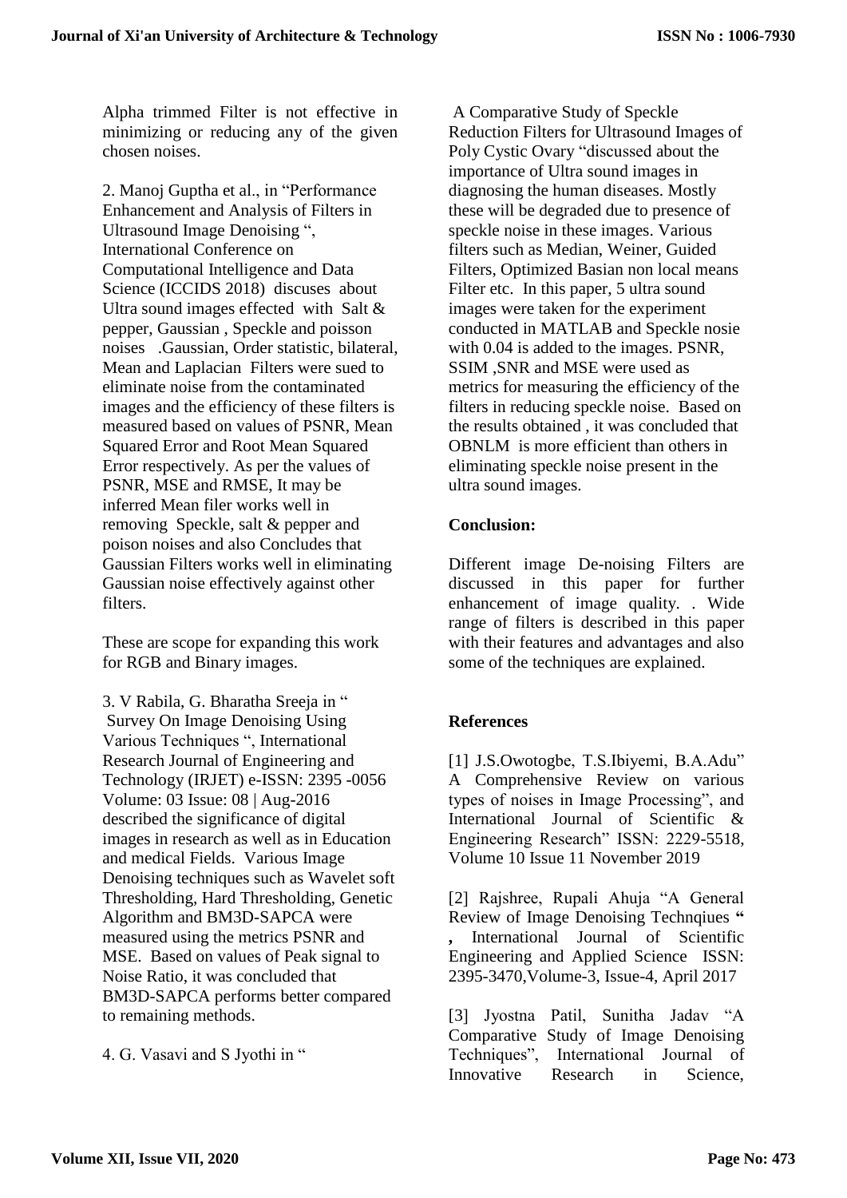Alpha trimmed Filter is not effective in minimizing or reducing any of the given chosen noises.

2. Manoj Guptha et al., in "Performance Enhancement and Analysis of Filters in Ultrasound Image Denoising ", International Conference on Computational Intelligence and Data Science (ICCIDS 2018) discuses about Ultra sound images effected with Salt & pepper, Gaussian , Speckle and poisson noises .Gaussian, Order statistic, bilateral, Mean and Laplacian Filters were sued to eliminate noise from the contaminated images and the efficiency of these filters is measured based on values of PSNR, Mean Squared Error and Root Mean Squared Error respectively. As per the values of PSNR, MSE and RMSE, It may be inferred Mean filer works well in removing Speckle, salt & pepper and poison noises and also Concludes that Gaussian Filters works well in eliminating Gaussian noise effectively against other filters.

These are scope for expanding this work for RGB and Binary images.

3. V Rabila, G. Bharatha Sreeja in " Survey On Image Denoising Using Various Techniques ", International Research Journal of Engineering and Technology (IRJET) e-ISSN: 2395 -0056 Volume: 03 Issue: 08 | Aug-2016 described the significance of digital images in research as well as in Education and medical Fields. Various Image Denoising techniques such as Wavelet soft Thresholding, Hard Thresholding, Genetic Algorithm and BM3D-SAPCA were measured using the metrics PSNR and MSE. Based on values of Peak signal to Noise Ratio, it was concluded that BM3D-SAPCA performs better compared to remaining methods.

4. G. Vasavi and S Jyothi in " A Comparative Study of Speckle Reduction Filters for Ultrasound Images of Poly Cystic Ovary "discussed about the importance of Ultra sound images in diagnosing the human diseases. Mostly these will be degraded due to presence of speckle noise in these images. Various filters such as Median, Weiner, Guided Filters, Optimized Basian non local means Filter etc. In this paper, 5 ultra sound images were taken for the experiment conducted in MATLAB and Speckle nosie with 0.04 is added to the images. PSNR, SSIM ,SNR and MSE were used as metrics for measuring the efficiency of the filters in reducing speckle noise. Based on the results obtained , it was concluded that OBNLM is more efficient than others in eliminating speckle noise present in the ultra sound images.

## Conclusion:

Different image De-noising Filters are discussed in this paper for further enhancement of image quality. . Wide range of filters is described in this paper with their features and advantages and also some of the techniques are explained.

## References

[1] J.S.Owotogbe, T.S.Ibiyemi, B.A.Adu" A Comprehensive Review on various types of noises in Image Processing", and International Journal of Scientific & Engineering Research" ISSN: 2229-5518, Volume 10 Issue 11 November 2019

[2] Rajshree, Rupali Ahuja "A General Review of Image Denoising Technqiues " , International Journal of Scientific Engineering and Applied Science ISSN: 2395-3470,Volume-3, Issue-4, April 2017

[3] Jyostna Patil, Sunitha Jadav "A Comparative Study of Image Denoising Techniques", International Journal of Innovative Research in Science,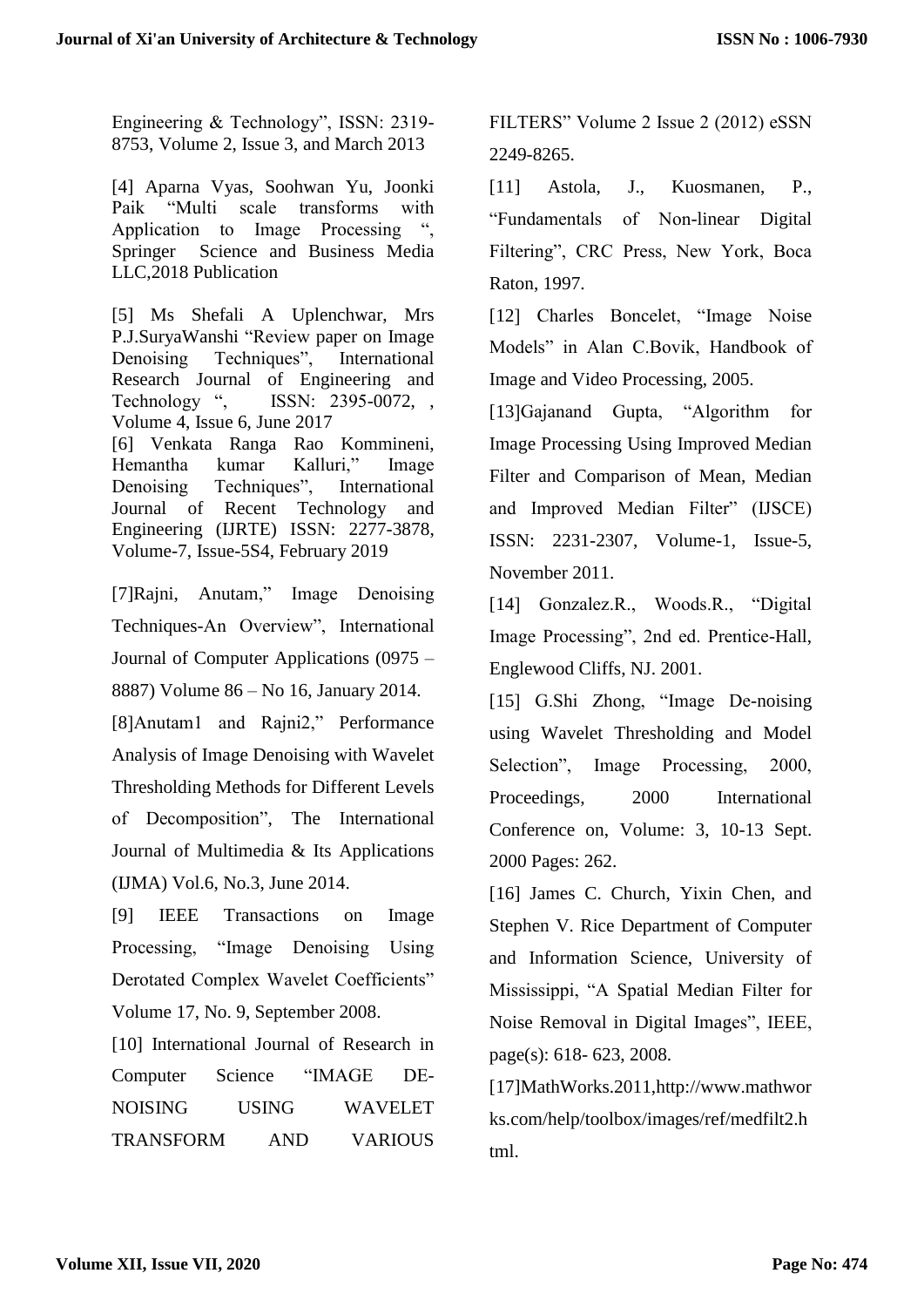Engineering & Technology", ISSN: 2319-8753, Volume 2, Issue 3, and March 2013

[4] Aparna Vyas, Soohwan Yu, Joonki Paik "Multi scale transforms with Application to Image Processing ", Springer Science and Business Media LLC,2018 Publication

[5] Ms Shefali A Uplenchwar, Mrs P.J.SuryaWanshi "Review paper on Image Denoising Techniques", International Research Journal of Engineering and Technology ", ISSN: 2395-0072, , Volume 4, Issue 6, June 2017

[6] Venkata Ranga Rao Kommineni, Hemantha kumar Kalluri," Image Denoising Techniques", International Journal of Recent Technology and Engineering (IJRTE) ISSN: 2277-3878, Volume-7, Issue-5S4, February 2019

[7]Rajni, Anutam," Image Denoising Techniques-An Overview", International Journal of Computer Applications (0975 – 8887) Volume 86 – No 16, January 2014.

[8]Anutam1 and Rajni2," Performance Analysis of Image Denoising with Wavelet Thresholding Methods for Different Levels of Decomposition", The International Journal of Multimedia & Its Applications (IJMA) Vol.6, No.3, June 2014.

[9] IEEE Transactions on Image Processing, "Image Denoising Using Derotated Complex Wavelet Coefficients" Volume 17, No. 9, September 2008.

[10] International Journal of Research in Computer Science "IMAGE DE-NOISING USING WAVELET TRANSFORM AND VARIOUS FILTERS" Volume 2 Issue 2 (2012) eSSN 2249-8265.

[11] Astola, J., Kuosmanen, P., "Fundamentals of Non-linear Digital Filtering", CRC Press, New York, Boca Raton, 1997.

[12] Charles Boncelet, "Image Noise Models" in Alan C.Bovik, Handbook of Image and Video Processing, 2005.

[13]Gajanand Gupta, "Algorithm for Image Processing Using Improved Median Filter and Comparison of Mean, Median and Improved Median Filter" (IJSCE) ISSN: 2231-2307, Volume-1, Issue-5, November 2011.

[14] Gonzalez.R., Woods.R., "Digital Image Processing", 2nd ed. Prentice-Hall, Englewood Cliffs, NJ. 2001.

[15] G.Shi Zhong, "Image De-noising using Wavelet Thresholding and Model Selection", Image Processing, 2000, Proceedings, 2000 International Conference on, Volume: 3, 10-13 Sept. 2000 Pages: 262.

[16] James C. Church, Yixin Chen, and Stephen V. Rice Department of Computer and Information Science, University of Mississippi, "A Spatial Median Filter for Noise Removal in Digital Images", IEEE, page(s): 618- 623, 2008.

[17]MathWorks.2011,http://www.mathworks.com/help/toolbox/images/ref/medfilt2.html.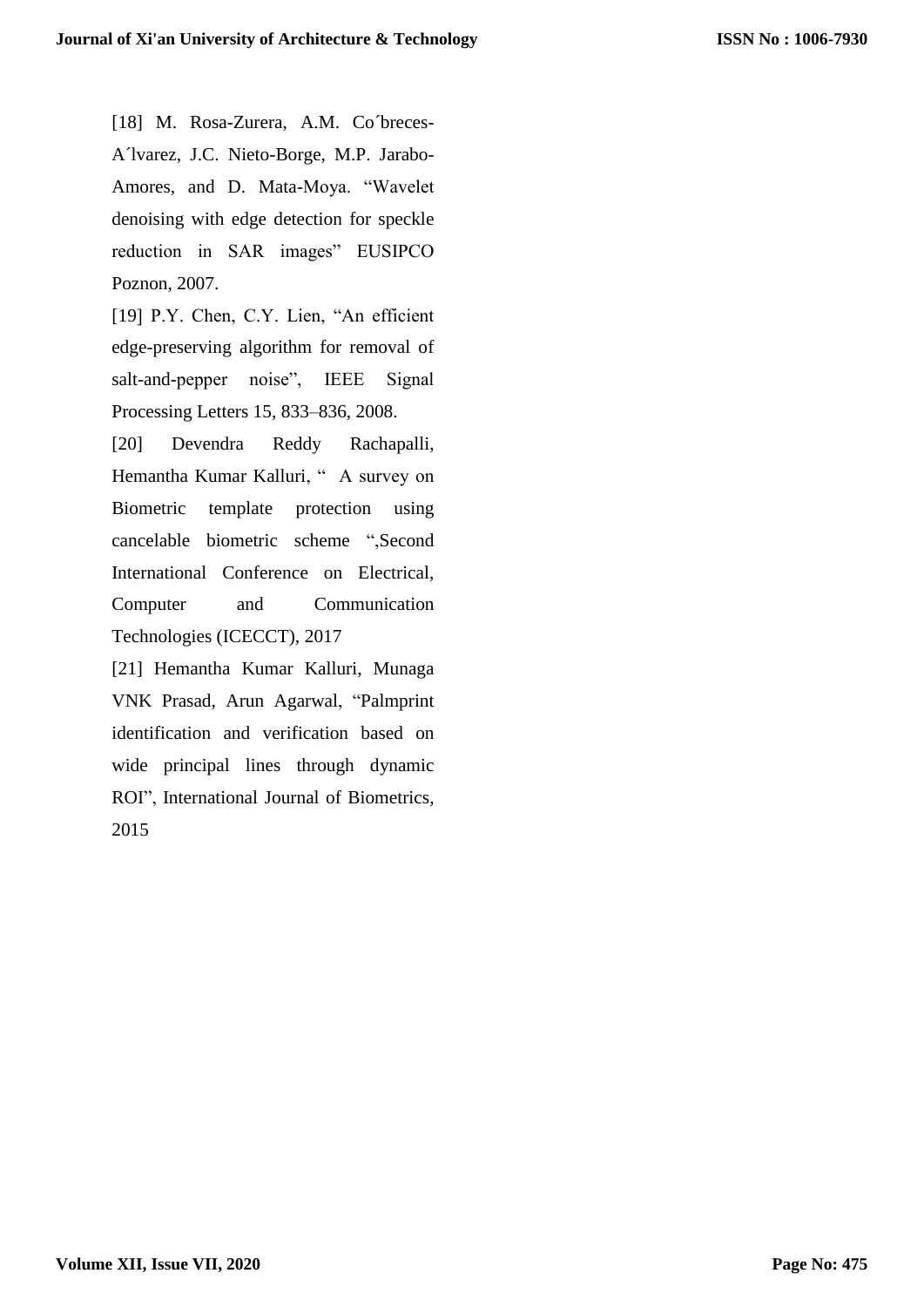[18] M. Rosa-Zurera, A.M. Co´breces-A´lvarez, J.C. Nieto-Borge, M.P. Jarabo-Amores, and D. Mata-Moya. “Wavelet denoising with edge detection for speckle reduction in SAR images” EUSIPCO Poznon, 2007.

[19] P.Y. Chen, C.Y. Lien, “An efficient edge-preserving algorithm for removal of salt-and-pepper noise”, IEEE Signal Processing Letters 15, 833–836, 2008.

[20] Devendra Reddy Rachapalli, Hemantha Kumar Kalluri, “ A survey on Biometric template protection using cancelable biometric scheme “,Second International Conference on Electrical, Computer and Communication Technologies (ICECCT), 2017

[21] Hemantha Kumar Kalluri, Munaga VNK Prasad, Arun Agarwal, “Palmprint identification and verification based on wide principal lines through dynamic ROI”, International Journal of Biometrics, 2015